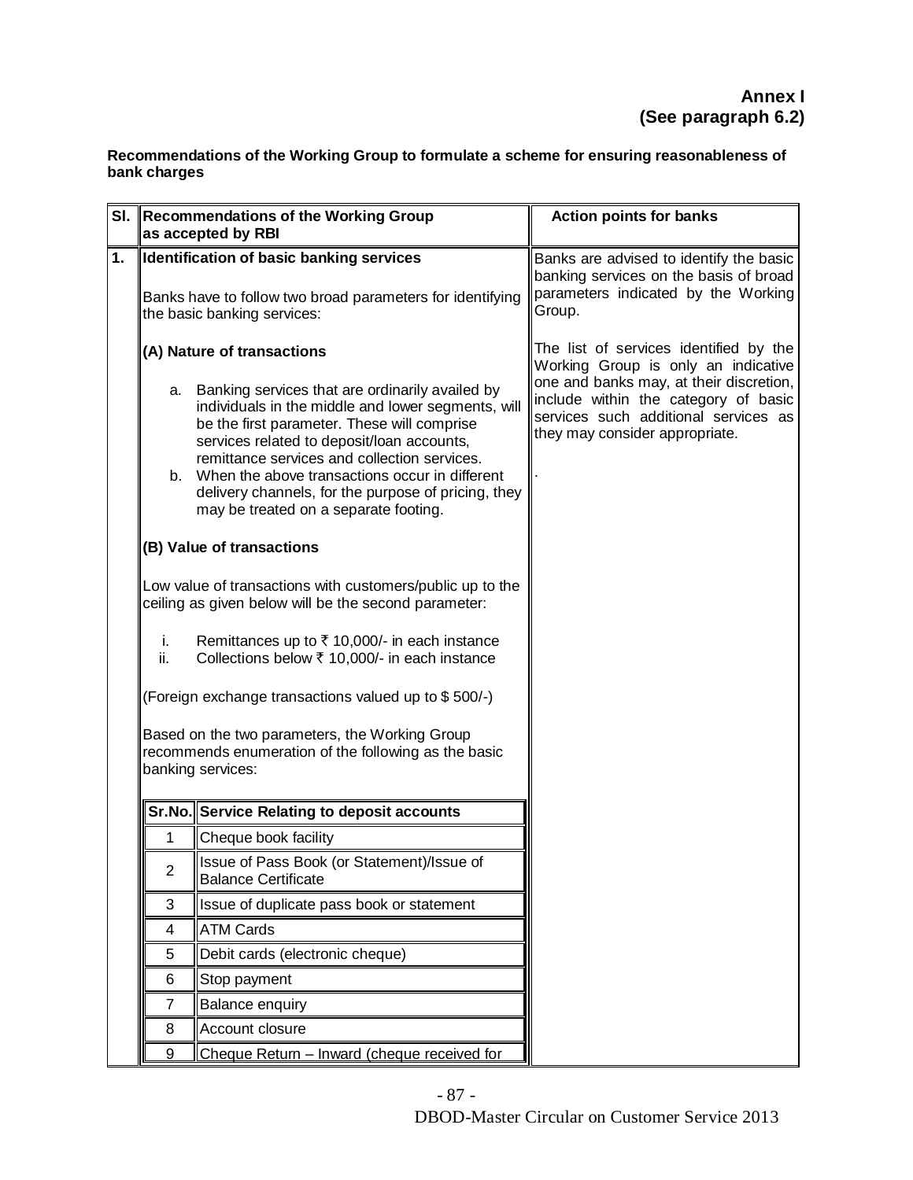**Annex I**
**(See paragraph 6.2)**

**Recommendations of the Working Group to formulate a scheme for ensuring reasonableness of bank charges**

| Sl. | Recommendations of the Working Group as accepted by RBI | Action points for banks |
|---|---|---|
| 1. | **Identification of basic banking services**<br><br>Banks have to follow two broad parameters for identifying the basic banking services:<br><br>**(A) Nature of transactions**<br><br>a. Banking services that are ordinarily availed by individuals in the middle and lower segments, will be the first parameter. These will comprise services related to deposit/loan accounts, remittance services and collection services.<br>b. When the above transactions occur in different delivery channels, for the purpose of pricing, they may be treated on a separate footing.<br><br>**(B) Value of transactions**<br><br>Low value of transactions with customers/public up to the ceiling as given below will be the second parameter:<br><br>i. Remittances up to ₹ 10,000/- in each instance<br>ii. Collections below ₹ 10,000/- in each instance<br><br>(Foreign exchange transactions valued up to $ 500/-)<br><br>Based on the two parameters, the Working Group recommends enumeration of the following as the basic banking services: | Banks are advised to identify the basic banking services on the basis of broad parameters indicated by the Working Group.<br><br>The list of services identified by the Working Group is only an indicative one and banks may, at their discretion, include within the category of basic services such additional services as they may consider appropriate.<br><br>. |

| Sr.No. | Service Relating to deposit accounts |
|---|---|
| 1 | Cheque book facility |
| 2 | Issue of Pass Book (or Statement)/Issue of Balance Certificate |
| 3 | Issue of duplicate pass book or statement |
| 4 | ATM Cards |
| 5 | Debit cards (electronic cheque) |
| 6 | Stop payment |
| 7 | Balance enquiry |
| 8 | Account closure |
| 9 | Cheque Return – Inward (cheque received for |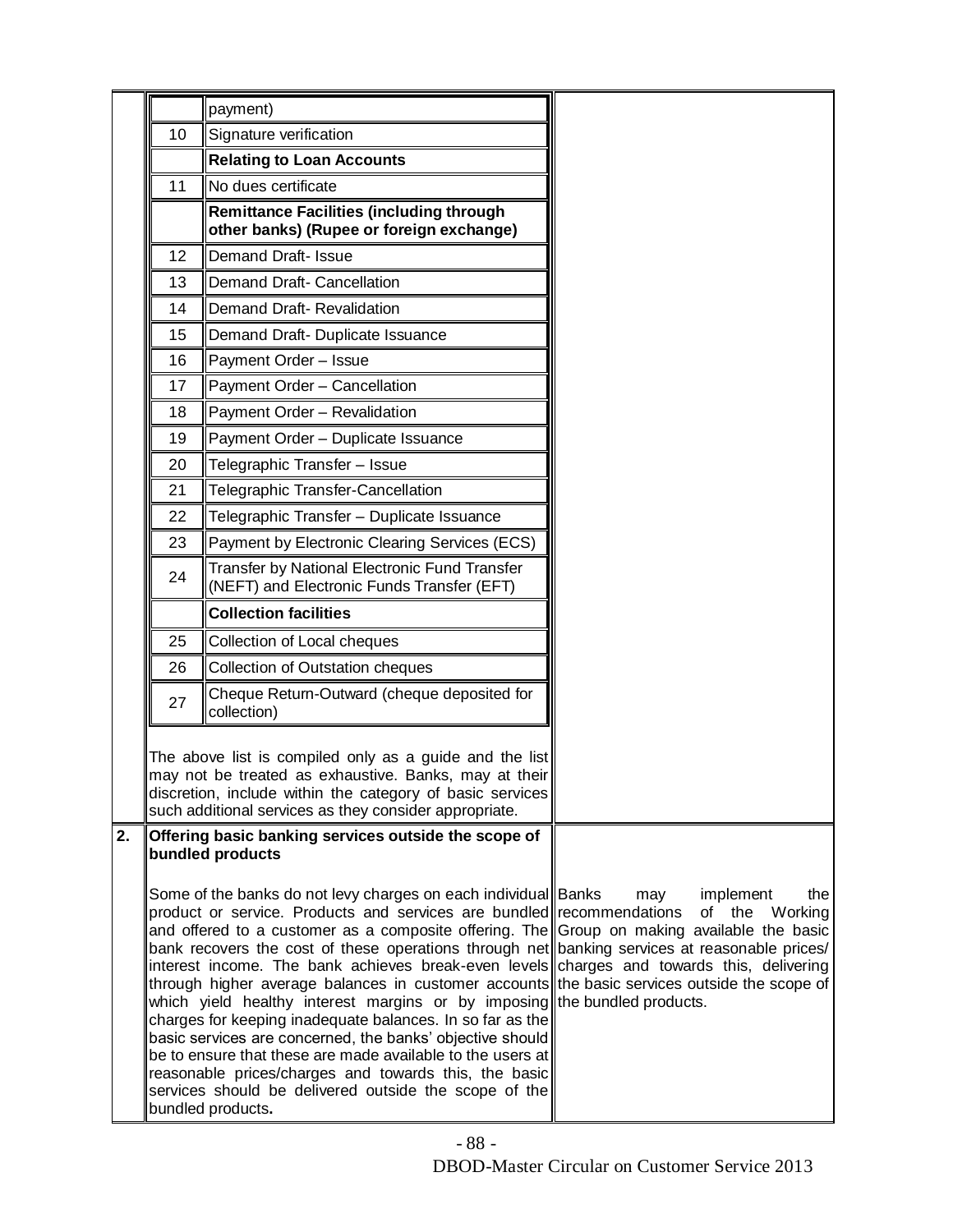| | | |
|---|---|---|
| | | payment) |
| | 10 | Signature verification |
| | | **Relating to Loan Accounts** |
| | 11 | No dues certificate |
| | | **Remittance Facilities (including through other banks) (Rupee or foreign exchange)** |
| | 12 | Demand Draft- Issue |
| | 13 | Demand Draft- Cancellation |
| | 14 | Demand Draft- Revalidation |
| | 15 | Demand Draft- Duplicate Issuance |
| | 16 | Payment Order – Issue |
| | 17 | Payment Order – Cancellation |
| | 18 | Payment Order – Revalidation |
| | 19 | Payment Order – Duplicate Issuance |
| | 20 | Telegraphic Transfer – Issue |
| | 21 | Telegraphic Transfer-Cancellation |
| | 22 | Telegraphic Transfer – Duplicate Issuance |
| | 23 | Payment by Electronic Clearing Services (ECS) |
| | 24 | Transfer by National Electronic Fund Transfer (NEFT) and Electronic Funds Transfer (EFT) |
| | | **Collection facilities** |
| | 25 | Collection of Local cheques |
| | 26 | Collection of Outstation cheques |
| | 27 | Cheque Return-Outward (cheque deposited for collection) |

| | | |
|---|---|---|
| | The above list is compiled only as a guide and the list may not be treated as exhaustive. Banks, may at their discretion, include within the category of basic services such additional services as they consider appropriate. | |
| **2.** | **Offering basic banking services outside the scope of bundled products**<br><br>Some of the banks do not levy charges on each individual product or service. Products and services are bundled and offered to a customer as a composite offering. The bank recovers the cost of these operations through net interest income. The bank achieves break-even levels through higher average balances in customer accounts which yield healthy interest margins or by imposing charges for keeping inadequate balances. In so far as the basic services are concerned, the banks' objective should be to ensure that these are made available to the users at reasonable prices/charges and towards this, the basic services should be delivered outside the scope of the bundled products. | Banks may implement the recommendations of the Working Group on making available the basic banking services at reasonable prices/ charges and towards this, delivering the basic services outside the scope of the bundled products. |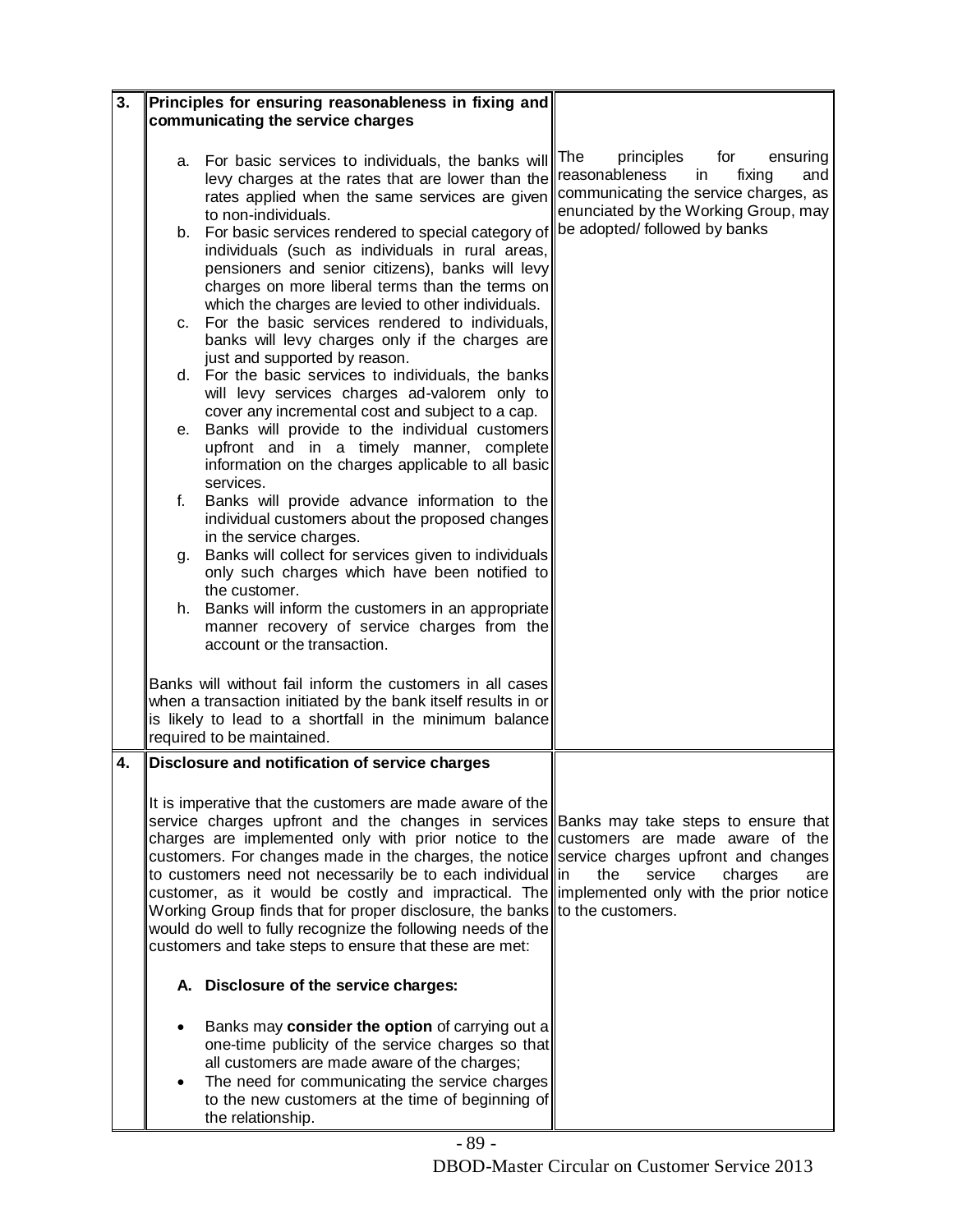| | | |
|---|---|---|
| **3.** | **Principles for ensuring reasonableness in fixing and communicating the service charges**<br><br>a. For basic services to individuals, the banks will levy charges at the rates that are lower than the rates applied when the same services are given to non-individuals.<br>b. For basic services rendered to special category of individuals (such as individuals in rural areas, pensioners and senior citizens), banks will levy charges on more liberal terms than the terms on which the charges are levied to other individuals.<br>c. For the basic services rendered to individuals, banks will levy charges only if the charges are just and supported by reason.<br>d. For the basic services to individuals, the banks will levy services charges ad-valorem only to cover any incremental cost and subject to a cap.<br>e. Banks will provide to the individual customers upfront and in a timely manner, complete information on the charges applicable to all basic services.<br>f. Banks will provide advance information to the individual customers about the proposed changes in the service charges.<br>g. Banks will collect for services given to individuals only such charges which have been notified to the customer.<br>h. Banks will inform the customers in an appropriate manner recovery of service charges from the account or the transaction.<br><br>Banks will without fail inform the customers in all cases when a transaction initiated by the bank itself results in or is likely to lead to a shortfall in the minimum balance required to be maintained. | The principles for ensuring reasonableness in fixing and communicating the service charges, as enunciated by the Working Group, may be adopted/ followed by banks |
| **4.** | **Disclosure and notification of service charges**<br><br>It is imperative that the customers are made aware of the service charges upfront and the changes in services charges are implemented only with prior notice to the customers. For changes made in the charges, the notice to customers need not necessarily be to each individual customer, as it would be costly and impractical. The Working Group finds that for proper disclosure, the banks would do well to fully recognize the following needs of the customers and take steps to ensure that these are met:<br><br>**A. Disclosure of the service charges:**<br><br>• Banks may **consider the option** of carrying out a one-time publicity of the service charges so that all customers are made aware of the charges;<br>• The need for communicating the service charges to the new customers at the time of beginning of the relationship. | Banks may take steps to ensure that customers are made aware of the service charges upfront and changes in the service charges are implemented only with the prior notice to the customers. |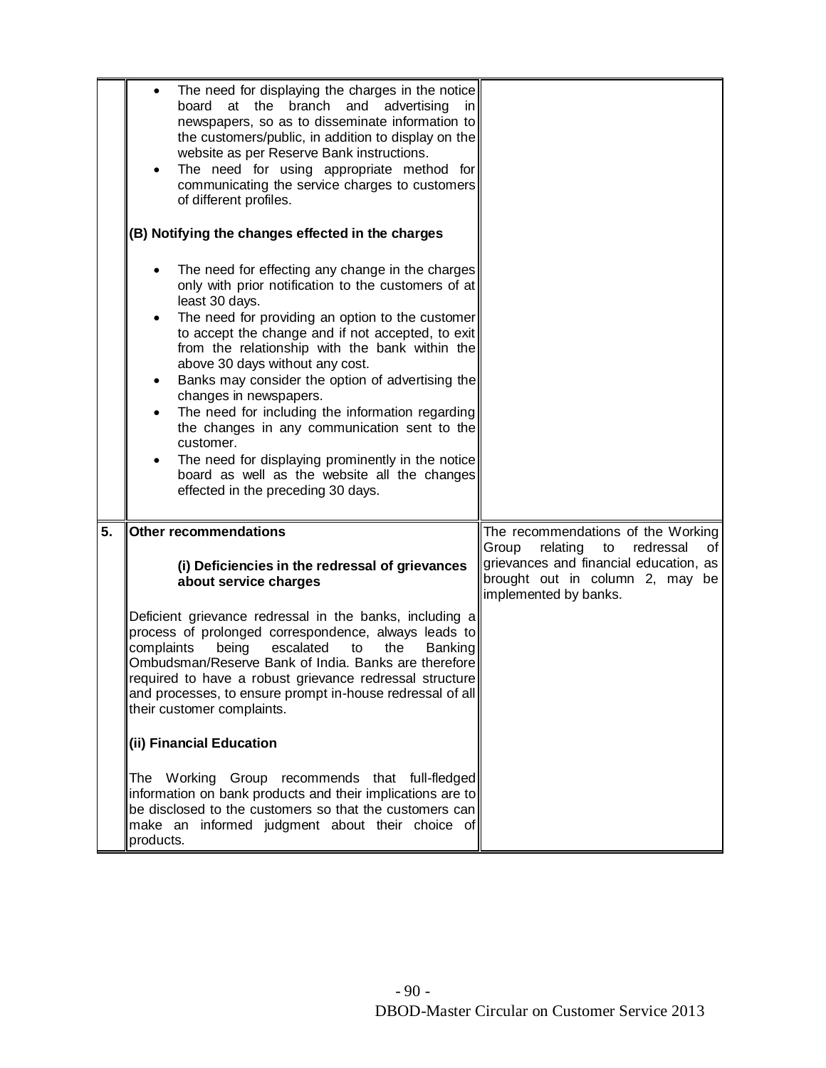| | | |
|---|---|---|
| | • The need for displaying the charges in the notice board at the branch and advertising in newspapers, so as to disseminate information to the customers/public, in addition to display on the website as per Reserve Bank instructions.<br>• The need for using appropriate method for communicating the service charges to customers of different profiles.<br><br>**(B) Notifying the changes effected in the charges**<br><br>• The need for effecting any change in the charges only with prior notification to the customers of at least 30 days.<br>• The need for providing an option to the customer to accept the change and if not accepted, to exit from the relationship with the bank within the above 30 days without any cost.<br>• Banks may consider the option of advertising the changes in newspapers.<br>• The need for including the information regarding the changes in any communication sent to the customer.<br>• The need for displaying prominently in the notice board as well as the website all the changes effected in the preceding 30 days. | |
| **5.** | **Other recommendations**<br><br>**(i) Deficiencies in the redressal of grievances about service charges**<br><br>Deficient grievance redressal in the banks, including a process of prolonged correspondence, always leads to complaints being escalated to the Banking Ombudsman/Reserve Bank of India. Banks are therefore required to have a robust grievance redressal structure and processes, to ensure prompt in-house redressal of all their customer complaints.<br><br>**(ii) Financial Education**<br><br>The Working Group recommends that full-fledged information on bank products and their implications are to be disclosed to the customers so that the customers can make an informed judgment about their choice of products. | The recommendations of the Working Group relating to redressal of grievances and financial education, as brought out in column 2, may be implemented by banks. |

DBOD-Master Circular on Customer Service 2013